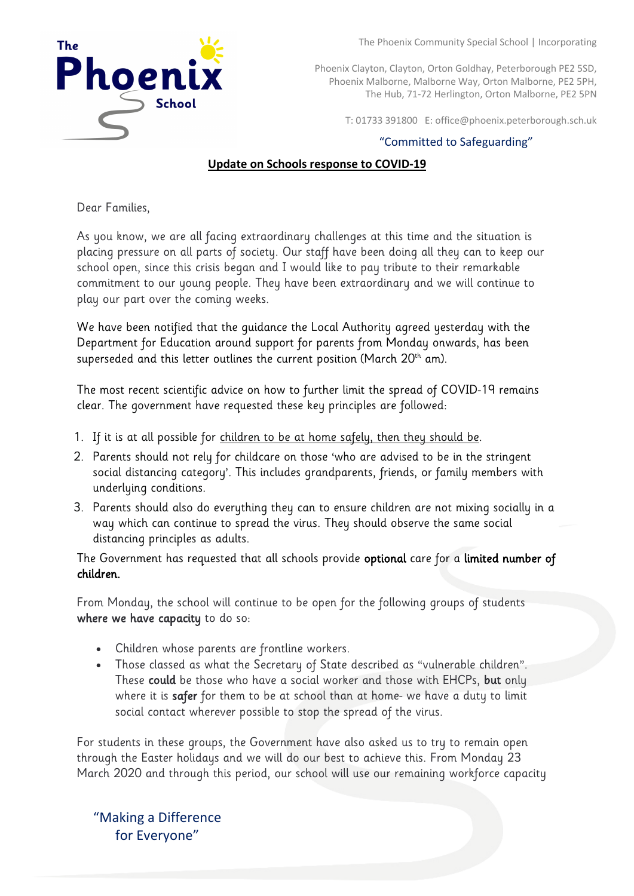The Phoenix Community Special School | Incorporating

Phoenix Clayton, Clayton, Orton Goldhay, Peterborough PE2 5SD,
Phoenix Malborne, Malborne Way, Orton Malborne, PE2 5PH,
The Hub, 71-72 Herlington, Orton Malborne, PE2 5PN

T: 01733 391800 E: office@phoenix.peterborough.sch.uk

"Committed to Safeguarding"

**Update on Schools response to COVID-19**

Dear Families,

As you know, we are all facing extraordinary challenges at this time and the situation is placing pressure on all parts of society. Our staff have been doing all they can to keep our school open, since this crisis began and I would like to pay tribute to their remarkable commitment to our young people. They have been extraordinary and we will continue to play our part over the coming weeks.

We have been notified that the guidance the Local Authority agreed yesterday with the Department for Education around support for parents from Monday onwards, has been superseded and this letter outlines the current position (March 20th am).

The most recent scientific advice on how to further limit the spread of COVID-19 remains clear. The government have requested these key principles are followed:

1. If it is at all possible for children to be at home safely, then they should be.
2. Parents should not rely for childcare on those 'who are advised to be in the stringent social distancing category'. This includes grandparents, friends, or family members with underlying conditions.
3. Parents should also do everything they can to ensure children are not mixing socially in a way which can continue to spread the virus. They should observe the same social distancing principles as adults.

The Government has requested that all schools provide **optional** care for a **limited number of children.**

From Monday, the school will continue to be open for the following groups of students **where we have capacity** to do so:

- Children whose parents are frontline workers.
- Those classed as what the Secretary of State described as "vulnerable children". These **could** be those who have a social worker and those with EHCPs, **but** only where it is **safer** for them to be at school than at home- we have a duty to limit social contact wherever possible to stop the spread of the virus.

For students in these groups, the Government have also asked us to try to remain open through the Easter holidays and we will do our best to achieve this. From Monday 23 March 2020 and through this period, our school will use our remaining workforce capacity

"Making a Difference
for Everyone"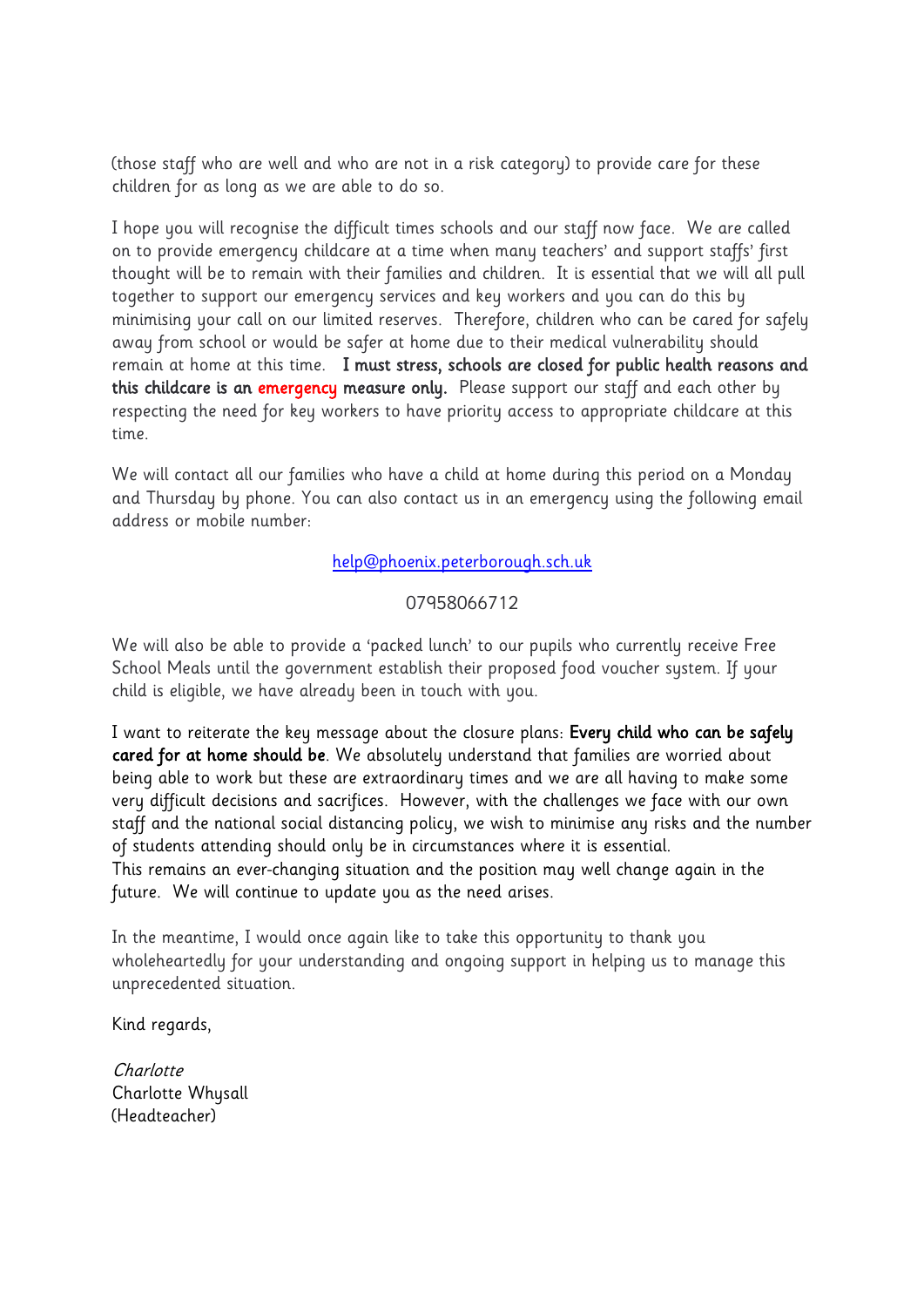(those staff who are well and who are not in a risk category) to provide care for these children for as long as we are able to do so.

I hope you will recognise the difficult times schools and our staff now face. We are called on to provide emergency childcare at a time when many teachers' and support staffs' first thought will be to remain with their families and children. It is essential that we will all pull together to support our emergency services and key workers and you can do this by minimising your call on our limited reserves. Therefore, children who can be cared for safely away from school or would be safer at home due to their medical vulnerability should remain at home at this time. **I must stress, schools are closed for public health reasons and this childcare is an emergency measure only.** Please support our staff and each other by respecting the need for key workers to have priority access to appropriate childcare at this time.

We will contact all our families who have a child at home during this period on a Monday and Thursday by phone. You can also contact us in an emergency using the following email address or mobile number:

help@phoenix.peterborough.sch.uk

07958066712

We will also be able to provide a 'packed lunch' to our pupils who currently receive Free School Meals until the government establish their proposed food voucher system. If your child is eligible, we have already been in touch with you.

I want to reiterate the key message about the closure plans: **Every child who can be safely cared for at home should be**. We absolutely understand that families are worried about being able to work but these are extraordinary times and we are all having to make some very difficult decisions and sacrifices. However, with the challenges we face with our own staff and the national social distancing policy, we wish to minimise any risks and the number of students attending should only be in circumstances where it is essential.
This remains an ever-changing situation and the position may well change again in the future. We will continue to update you as the need arises.

In the meantime, I would once again like to take this opportunity to thank you wholeheartedly for your understanding and ongoing support in helping us to manage this unprecedented situation.

Kind regards,

*Charlotte*
Charlotte Whysall
(Headteacher)